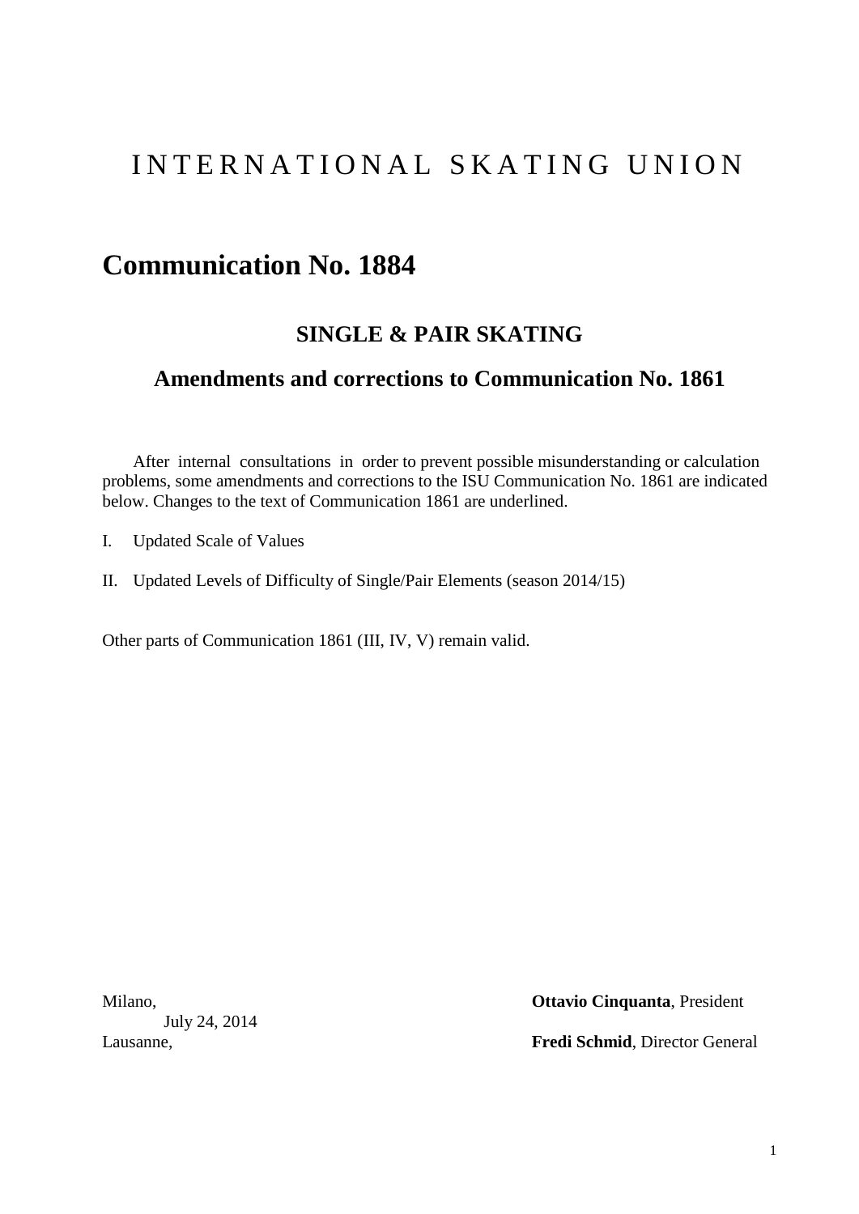# INTERNATIONAL SKATING UNION

# Communication No. 1884

## SINGLE & PAIR SKATING

## Amendments and corrections to Communication No. 1861

After internal consultations in order to prevent possible misunderstanding or calculation problems, some amendments and corrections to the ISU Communication No. 1861 are indicated below. Changes to the text of Communication 1861 are underlined.

I. Updated Scale of Values

II. Updated Levels of Difficulty of Single/Pair Elements (season 2014/15)

Other parts of Communication 1861 (III, IV, V) remain valid.

Milano,
July 24, 2014
Lausanne,

**Ottavio Cinquanta**, President

**Fredi Schmid**, Director General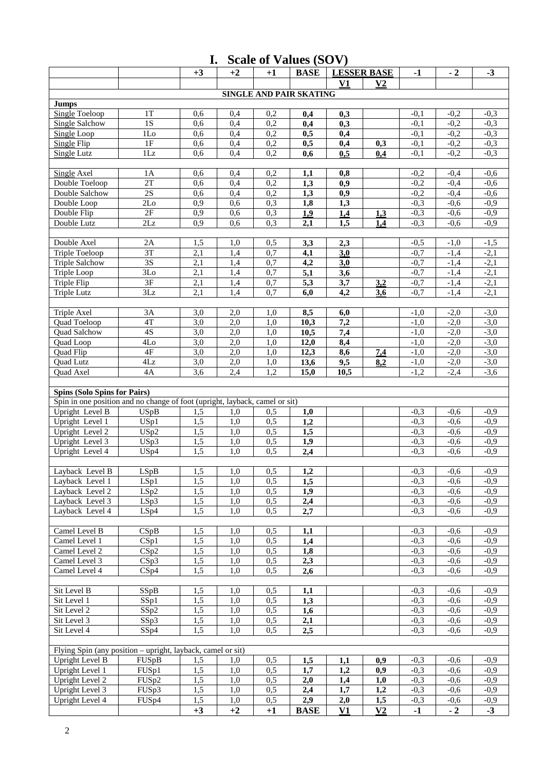# I. Scale of Values (SOV)

| | | +3 | +2 | +1 | BASE | LESSER BASE | | -1 | - 2 | -3 |
|---|---|---|---|---|---|---|---|---|---|---|
| | | | | | | V1 | V2 | | | |
| **SINGLE AND PAIR SKATING** | | | | | | | | | | |
| **Jumps** | | | | | | | | | | |
| Single Toeloop | 1T | 0,6 | 0,4 | 0,2 | **0,4** | **0,3** | | -0,1 | -0,2 | -0,3 |
| Single Salchow | 1S | 0,6 | 0,4 | 0,2 | **0,4** | **0,3** | | -0,1 | -0,2 | -0,3 |
| Single Loop | 1Lo | 0,6 | 0,4 | 0,2 | **0,5** | **0,4** | | -0,1 | -0,2 | -0,3 |
| Single Flip | 1F | 0,6 | 0,4 | 0,2 | **0,5** | **0,4** | **0,3** | -0,1 | -0,2 | -0,3 |
| Single Lutz | 1Lz | 0,6 | 0,4 | 0,2 | **0,6** | **0,5** | **0,4** | -0,1 | -0,2 | -0,3 |
| | | | | | | | | | | |
| Single Axel | 1A | 0,6 | 0,4 | 0,2 | **1,1** | **0,8** | | -0,2 | -0,4 | -0,6 |
| Double Toeloop | 2T | 0,6 | 0,4 | 0,2 | **1,3** | **0,9** | | -0,2 | -0,4 | -0,6 |
| Double Salchow | 2S | 0,6 | 0,4 | 0,2 | **1,3** | **0,9** | | -0,3 | -0,4 | -0,6 |
| Double Loop | 2Lo | 0,9 | 0,6 | 0,3 | **1,8** | **1,3** | | -0,3 | -0,6 | -0,9 |
| Double Flip | 2F | 0,9 | 0,6 | 0,3 | **1,9** | **1,4** | **1,3** | -0,3 | -0,6 | -0,9 |
| Double Lutz | 2Lz | 0,9 | 0,6 | 0,3 | **2,1** | **1,5** | **1,4** | -0,3 | -0,6 | -0,9 |
| | | | | | | | | | | |
| Double Axel | 2A | 1,5 | 1,0 | 0,5 | **3,3** | **2,3** | | -0,5 | -1,0 | -1,5 |
| Triple Toeloop | 3T | 2,1 | 1,4 | 0,7 | **4,1** | **3,0** | | -0,7 | -1,4 | -2,1 |
| Triple Salchow | 3S | 2,1 | 1,4 | 0,7 | **4,2** | **3,0** | | -0,7 | -1,4 | -2,1 |
| Triple Loop | 3Lo | 2,1 | 1,4 | 0,7 | **5,1** | **3,6** | | -0,7 | -1,4 | -2,1 |
| Triple Flip | 3F | 2,1 | 1,4 | 0,7 | **5,3** | **3,7** | **3,2** | -0,7 | -1,4 | -2,1 |
| Triple Lutz | 3Lz | 2,1 | 1,4 | 0,7 | **6,0** | **4,2** | **3,6** | -0,7 | -1,4 | -2,1 |
| | | | | | | | | | | |
| Triple Axel | 3A | 3,0 | 2,0 | 1,0 | **8,5** | **6,0** | | -1,0 | -2,0 | -3,0 |
| Quad Toeloop | 4T | 3,0 | 2,0 | 1,0 | **10,3** | **7,2** | | -1,0 | -2,0 | -3,0 |
| Quad Salchow | 4S | 3,0 | 2,0 | 1,0 | **10,5** | **7,4** | | -1,0 | -2,0 | -3,0 |
| Quad Loop | 4Lo | 3,0 | 2,0 | 1,0 | **12,0** | **8,4** | | -1,0 | -2,0 | -3,0 |
| Quad Flip | 4F | 3,0 | 2,0 | 1,0 | **12,3** | **8,6** | **7,4** | -1,0 | -2,0 | -3,0 |
| Quad Lutz | 4Lz | 3,0 | 2,0 | 1,0 | **13,6** | **9,5** | **8,2** | -1,0 | -2,0 | -3,0 |
| Quad Axel | 4A | 3,6 | 2,4 | 1,2 | **15,0** | **10,5** | | -1,2 | -2,4 | -3,6 |
| | | | | | | | | | | |
| **Spins (Solo Spins for Pairs)** | | | | | | | | | | |
| Spin in one position and no change of foot (upright, layback, camel or sit) | | | | | | | | | | |
| Upright Level B | USpB | 1,5 | 1,0 | 0,5 | **1,0** | | | -0,3 | -0,6 | -0,9 |
| Upright Level 1 | USp1 | 1,5 | 1,0 | 0,5 | **1,2** | | | -0,3 | -0,6 | -0,9 |
| Upright Level 2 | USp2 | 1,5 | 1,0 | 0,5 | **1,5** | | | -0,3 | -0,6 | -0,9 |
| Upright Level 3 | USp3 | 1,5 | 1,0 | 0,5 | **1,9** | | | -0,3 | -0,6 | -0,9 |
| Upright Level 4 | USp4 | 1,5 | 1,0 | 0,5 | **2,4** | | | -0,3 | -0,6 | -0,9 |
| | | | | | | | | | | |
| Layback Level B | LSpB | 1,5 | 1,0 | 0,5 | **1,2** | | | -0,3 | -0,6 | -0,9 |
| Layback Level 1 | LSp1 | 1,5 | 1,0 | 0,5 | **1,5** | | | -0,3 | -0,6 | -0,9 |
| Layback Level 2 | LSp2 | 1,5 | 1,0 | 0,5 | **1,9** | | | -0,3 | -0,6 | -0,9 |
| Layback Level 3 | LSp3 | 1,5 | 1,0 | 0,5 | **2,4** | | | -0,3 | -0,6 | -0,9 |
| Layback Level 4 | LSp4 | 1,5 | 1,0 | 0,5 | **2,7** | | | -0,3 | -0,6 | -0,9 |
| | | | | | | | | | | |
| Camel Level B | CSpB | 1,5 | 1,0 | 0,5 | **1,1** | | | -0,3 | -0,6 | -0,9 |
| Camel Level 1 | CSp1 | 1,5 | 1,0 | 0,5 | **1,4** | | | -0,3 | -0,6 | -0,9 |
| Camel Level 2 | CSp2 | 1,5 | 1,0 | 0,5 | **1,8** | | | -0,3 | -0,6 | -0,9 |
| Camel Level 3 | CSp3 | 1,5 | 1,0 | 0,5 | **2,3** | | | -0,3 | -0,6 | -0,9 |
| Camel Level 4 | CSp4 | 1,5 | 1,0 | 0,5 | **2,6** | | | -0,3 | -0,6 | -0,9 |
| | | | | | | | | | | |
| Sit Level B | SSpB | 1,5 | 1,0 | 0,5 | **1,1** | | | -0,3 | -0,6 | -0,9 |
| Sit Level 1 | SSp1 | 1,5 | 1,0 | 0,5 | **1,3** | | | -0,3 | -0,6 | -0,9 |
| Sit Level 2 | SSp2 | 1,5 | 1,0 | 0,5 | **1,6** | | | -0,3 | -0,6 | -0,9 |
| Sit Level 3 | SSp3 | 1,5 | 1,0 | 0,5 | **2,1** | | | -0,3 | -0,6 | -0,9 |
| Sit Level 4 | SSp4 | 1,5 | 1,0 | 0,5 | **2,5** | | | -0,3 | -0,6 | -0,9 |
| | | | | | | | | | | |
| Flying Spin (any position – upright, layback, camel or sit) | | | | | | | | | | |
| Upright Level B | FUSpB | 1,5 | 1,0 | 0,5 | **1,5** | **1,1** | **0,9** | -0,3 | -0,6 | -0,9 |
| Upright Level 1 | FUSp1 | 1,5 | 1,0 | 0,5 | **1,7** | **1,2** | **0,9** | -0,3 | -0,6 | -0,9 |
| Upright Level 2 | FUSp2 | 1,5 | 1,0 | 0,5 | **2,0** | **1,4** | **1,0** | -0,3 | -0,6 | -0,9 |
| Upright Level 3 | FUSp3 | 1,5 | 1,0 | 0,5 | **2,4** | **1,7** | **1,2** | -0,3 | -0,6 | -0,9 |
| Upright Level 4 | FUSp4 | 1,5 | 1,0 | 0,5 | **2,9** | **2,0** | **1,5** | -0,3 | -0,6 | -0,9 |
| | | **+3** | **+2** | **+1** | **BASE** | **V1** | **V2** | **-1** | **- 2** | **-3** |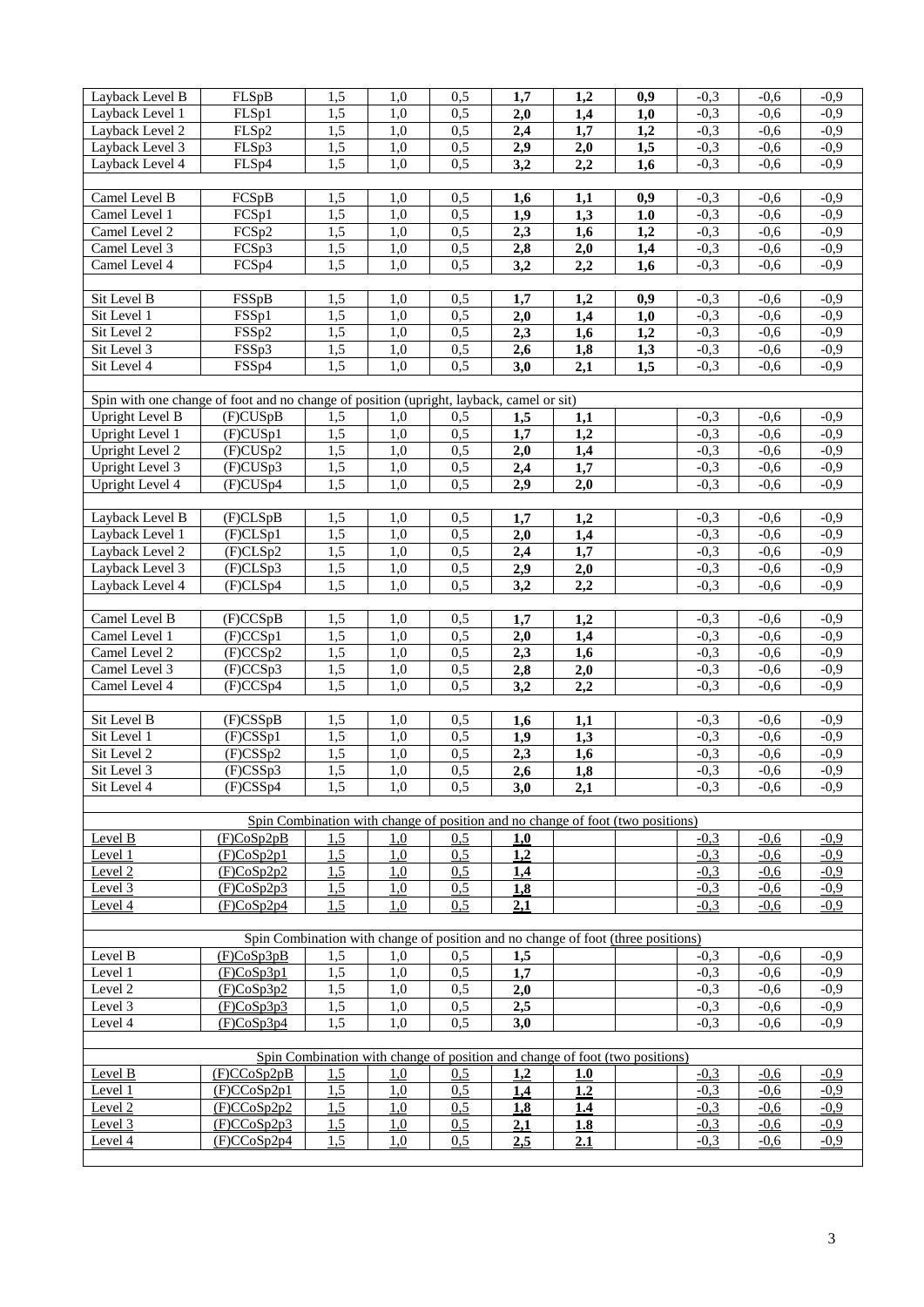| | | | | | | | | | | |
|---|---|---|---|---|---|---|---|---|---|---|
| Layback Level B | FLSpB | 1,5 | 1,0 | 0,5 | **1,7** | **1,2** | **0,9** | -0,3 | -0,6 | -0,9 |
| Layback Level 1 | FLSp1 | 1,5 | 1,0 | 0,5 | **2,0** | **1,4** | **1,0** | -0,3 | -0,6 | -0,9 |
| Layback Level 2 | FLSp2 | 1,5 | 1,0 | 0,5 | **2,4** | **1,7** | **1,2** | -0,3 | -0,6 | -0,9 |
| Layback Level 3 | FLSp3 | 1,5 | 1,0 | 0,5 | **2,9** | **2,0** | **1,5** | -0,3 | -0,6 | -0,9 |
| Layback Level 4 | FLSp4 | 1,5 | 1,0 | 0,5 | **3,2** | **2,2** | **1,6** | -0,3 | -0,6 | -0,9 |
| | | | | | | | | | | |
| Camel Level B | FCSpB | 1,5 | 1,0 | 0,5 | **1,6** | **1,1** | **0,9** | -0,3 | -0,6 | -0,9 |
| Camel Level 1 | FCSp1 | 1,5 | 1,0 | 0,5 | **1,9** | **1,3** | **1.0** | -0,3 | -0,6 | -0,9 |
| Camel Level 2 | FCSp2 | 1,5 | 1,0 | 0,5 | **2,3** | **1,6** | **1,2** | -0,3 | -0,6 | -0,9 |
| Camel Level 3 | FCSp3 | 1,5 | 1,0 | 0,5 | **2,8** | **2,0** | **1,4** | -0,3 | -0,6 | -0,9 |
| Camel Level 4 | FCSp4 | 1,5 | 1,0 | 0,5 | **3,2** | **2,2** | **1,6** | -0,3 | -0,6 | -0,9 |
| | | | | | | | | | | |
| Sit Level B | FSSpB | 1,5 | 1,0 | 0,5 | **1,7** | **1,2** | **0,9** | -0,3 | -0,6 | -0,9 |
| Sit Level 1 | FSSp1 | 1,5 | 1,0 | 0,5 | **2,0** | **1,4** | **1,0** | -0,3 | -0,6 | -0,9 |
| Sit Level 2 | FSSp2 | 1,5 | 1,0 | 0,5 | **2,3** | **1,6** | **1,2** | -0,3 | -0,6 | -0,9 |
| Sit Level 3 | FSSp3 | 1,5 | 1,0 | 0,5 | **2,6** | **1,8** | **1,3** | -0,3 | -0,6 | -0,9 |
| Sit Level 4 | FSSp4 | 1,5 | 1,0 | 0,5 | **3,0** | **2,1** | **1,5** | -0,3 | -0,6 | -0,9 |
| | | | | | | | | | | |
| Spin with one change of foot and no change of position (upright, layback, camel or sit) | | | | | | | | | | |
| Upright Level B | (F)CUSpB | 1,5 | 1,0 | 0,5 | **1,5** | **1,1** | | -0,3 | -0,6 | -0,9 |
| Upright Level 1 | (F)CUSp1 | 1,5 | 1,0 | 0,5 | **1,7** | **1,2** | | -0,3 | -0,6 | -0,9 |
| Upright Level 2 | (F)CUSp2 | 1,5 | 1,0 | 0,5 | **2,0** | **1,4** | | -0,3 | -0,6 | -0,9 |
| Upright Level 3 | (F)CUSp3 | 1,5 | 1,0 | 0,5 | **2,4** | **1,7** | | -0,3 | -0,6 | -0,9 |
| Upright Level 4 | (F)CUSp4 | 1,5 | 1,0 | 0,5 | **2,9** | **2,0** | | -0,3 | -0,6 | -0,9 |
| | | | | | | | | | | |
| Layback Level B | (F)CLSpB | 1,5 | 1,0 | 0,5 | **1,7** | **1,2** | | -0,3 | -0,6 | -0,9 |
| Layback Level 1 | (F)CLSp1 | 1,5 | 1,0 | 0,5 | **2,0** | **1,4** | | -0,3 | -0,6 | -0,9 |
| Layback Level 2 | (F)CLSp2 | 1,5 | 1,0 | 0,5 | **2,4** | **1,7** | | -0,3 | -0,6 | -0,9 |
| Layback Level 3 | (F)CLSp3 | 1,5 | 1,0 | 0,5 | **2,9** | **2,0** | | -0,3 | -0,6 | -0,9 |
| Layback Level 4 | (F)CLSp4 | 1,5 | 1,0 | 0,5 | **3,2** | **2,2** | | -0,3 | -0,6 | -0,9 |
| | | | | | | | | | | |
| Camel Level B | (F)CCSpB | 1,5 | 1,0 | 0,5 | **1,7** | **1,2** | | -0,3 | -0,6 | -0,9 |
| Camel Level 1 | (F)CCSp1 | 1,5 | 1,0 | 0,5 | **2,0** | **1,4** | | -0,3 | -0,6 | -0,9 |
| Camel Level 2 | (F)CCSp2 | 1,5 | 1,0 | 0,5 | **2,3** | **1,6** | | -0,3 | -0,6 | -0,9 |
| Camel Level 3 | (F)CCSp3 | 1,5 | 1,0 | 0,5 | **2,8** | **2,0** | | -0,3 | -0,6 | -0,9 |
| Camel Level 4 | (F)CCSp4 | 1,5 | 1,0 | 0,5 | **3,2** | **2,2** | | -0,3 | -0,6 | -0,9 |
| | | | | | | | | | | |
| Sit Level B | (F)CSSpB | 1,5 | 1,0 | 0,5 | **1,6** | **1,1** | | -0,3 | -0,6 | -0,9 |
| Sit Level 1 | (F)CSSp1 | 1,5 | 1,0 | 0,5 | **1,9** | **1,3** | | -0,3 | -0,6 | -0,9 |
| Sit Level 2 | (F)CSSp2 | 1,5 | 1,0 | 0,5 | **2,3** | **1,6** | | -0,3 | -0,6 | -0,9 |
| Sit Level 3 | (F)CSSp3 | 1,5 | 1,0 | 0,5 | **2,6** | **1,8** | | -0,3 | -0,6 | -0,9 |
| Sit Level 4 | (F)CSSp4 | 1,5 | 1,0 | 0,5 | **3,0** | **2,1** | | -0,3 | -0,6 | -0,9 |
| | | | | | | | | | | |
| Spin Combination with change of position and no change of foot (two positions) | | | | | | | | | | |
| Level B | (F)CoSp2pB | 1,5 | 1,0 | 0,5 | **1,0** | | | -0,3 | -0,6 | -0,9 |
| Level 1 | (F)CoSp2p1 | 1,5 | 1,0 | 0,5 | **1,2** | | | -0,3 | -0,6 | -0,9 |
| Level 2 | (F)CoSp2p2 | 1,5 | 1,0 | 0,5 | **1,4** | | | -0,3 | -0,6 | -0,9 |
| Level 3 | (F)CoSp2p3 | 1,5 | 1,0 | 0,5 | **1,8** | | | -0,3 | -0,6 | -0,9 |
| Level 4 | (F)CoSp2p4 | 1,5 | 1,0 | 0,5 | **2,1** | | | -0,3 | -0,6 | -0,9 |
| | | | | | | | | | | |
| Spin Combination with change of position and no change of foot (three positions) | | | | | | | | | | |
| Level B | (F)CoSp3pB | 1,5 | 1,0 | 0,5 | **1,5** | | | -0,3 | -0,6 | -0,9 |
| Level 1 | (F)CoSp3p1 | 1,5 | 1,0 | 0,5 | **1,7** | | | -0,3 | -0,6 | -0,9 |
| Level 2 | (F)CoSp3p2 | 1,5 | 1,0 | 0,5 | **2,0** | | | -0,3 | -0,6 | -0,9 |
| Level 3 | (F)CoSp3p3 | 1,5 | 1,0 | 0,5 | **2,5** | | | -0,3 | -0,6 | -0,9 |
| Level 4 | (F)CoSp3p4 | 1,5 | 1,0 | 0,5 | **3,0** | | | -0,3 | -0,6 | -0,9 |
| | | | | | | | | | | |
| Spin Combination with change of position and change of foot (two positions) | | | | | | | | | | |
| Level B | (F)CCoSp2pB | 1,5 | 1,0 | 0,5 | **1,2** | **1.0** | | -0,3 | -0,6 | -0,9 |
| Level 1 | (F)CCoSp2p1 | 1,5 | 1,0 | 0,5 | **1,4** | **1.2** | | -0,3 | -0,6 | -0,9 |
| Level 2 | (F)CCoSp2p2 | 1,5 | 1,0 | 0,5 | **1,8** | **1.4** | | -0,3 | -0,6 | -0,9 |
| Level 3 | (F)CCoSp2p3 | 1,5 | 1,0 | 0,5 | **2,1** | **1.8** | | -0,3 | -0,6 | -0,9 |
| Level 4 | (F)CCoSp2p4 | 1,5 | 1,0 | 0,5 | **2,5** | **2.1** | | -0,3 | -0,6 | -0,9 |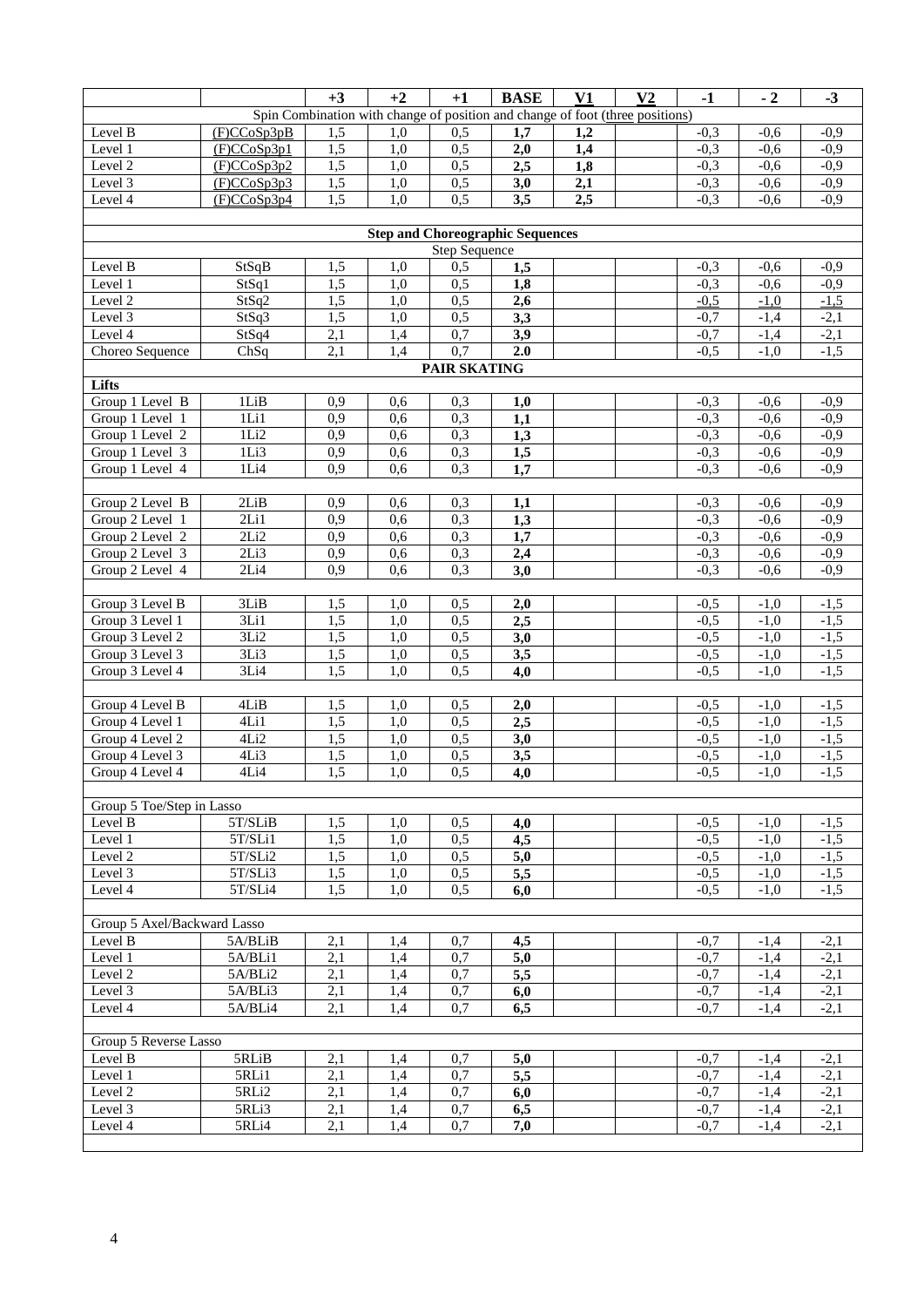| | | +3 | +2 | +1 | BASE | V1 | V2 | -1 | -2 | -3 |
|---|---|---|---|---|---|---|---|---|---|---|
| Spin Combination with change of position and change of foot (three positions) | | | | | | | | | | |
| Level B | (F)CCoSp3pB | 1,5 | 1,0 | 0,5 | **1,7** | **1,2** | | -0,3 | -0,6 | -0,9 |
| Level 1 | (F)CCoSp3p1 | 1,5 | 1,0 | 0,5 | **2,0** | **1,4** | | -0,3 | -0,6 | -0,9 |
| Level 2 | (F)CCoSp3p2 | 1,5 | 1,0 | 0,5 | **2,5** | **1,8** | | -0,3 | -0,6 | -0,9 |
| Level 3 | (F)CCoSp3p3 | 1,5 | 1,0 | 0,5 | **3,0** | **2,1** | | -0,3 | -0,6 | -0,9 |
| Level 4 | (F)CCoSp3p4 | 1,5 | 1,0 | 0,5 | **3,5** | **2,5** | | -0,3 | -0,6 | -0,9 |
| | | | | | | | | | | |
| **Step and Choreographic Sequences** | | | | | | | | | | |
| Step Sequence | | | | | | | | | | |
| Level B | StSqB | 1,5 | 1,0 | 0,5 | **1,5** | | | -0,3 | -0,6 | -0,9 |
| Level 1 | StSq1 | 1,5 | 1,0 | 0,5 | **1,8** | | | -0,3 | -0,6 | -0,9 |
| Level 2 | StSq2 | 1,5 | 1,0 | 0,5 | **2,6** | | | -0,5 | -1,0 | -1,5 |
| Level 3 | StSq3 | 1,5 | 1,0 | 0,5 | **3,3** | | | -0,7 | -1,4 | -2,1 |
| Level 4 | StSq4 | 2,1 | 1,4 | 0,7 | **3,9** | | | -0,7 | -1,4 | -2,1 |
| Choreo Sequence | ChSq | 2,1 | 1,4 | 0,7 | **2.0** | | | -0,5 | -1,0 | -1,5 |
| **PAIR SKATING** | | | | | | | | | | |
| **Lifts** | | | | | | | | | | |
| Group 1 Level B | 1LiB | 0,9 | 0,6 | 0,3 | **1,0** | | | -0,3 | -0,6 | -0,9 |
| Group 1 Level 1 | 1Li1 | 0,9 | 0,6 | 0,3 | **1,1** | | | -0,3 | -0,6 | -0,9 |
| Group 1 Level 2 | 1Li2 | 0,9 | 0,6 | 0,3 | **1,3** | | | -0,3 | -0,6 | -0,9 |
| Group 1 Level 3 | 1Li3 | 0,9 | 0,6 | 0,3 | **1,5** | | | -0,3 | -0,6 | -0,9 |
| Group 1 Level 4 | 1Li4 | 0,9 | 0,6 | 0,3 | **1,7** | | | -0,3 | -0,6 | -0,9 |
| | | | | | | | | | | |
| Group 2 Level B | 2LiB | 0,9 | 0,6 | 0,3 | **1,1** | | | -0,3 | -0,6 | -0,9 |
| Group 2 Level 1 | 2Li1 | 0,9 | 0,6 | 0,3 | **1,3** | | | -0,3 | -0,6 | -0,9 |
| Group 2 Level 2 | 2Li2 | 0,9 | 0,6 | 0,3 | **1,7** | | | -0,3 | -0,6 | -0,9 |
| Group 2 Level 3 | 2Li3 | 0,9 | 0,6 | 0,3 | **2,4** | | | -0,3 | -0,6 | -0,9 |
| Group 2 Level 4 | 2Li4 | 0,9 | 0,6 | 0,3 | **3,0** | | | -0,3 | -0,6 | -0,9 |
| | | | | | | | | | | |
| Group 3 Level B | 3LiB | 1,5 | 1,0 | 0,5 | **2,0** | | | -0,5 | -1,0 | -1,5 |
| Group 3 Level 1 | 3Li1 | 1,5 | 1,0 | 0,5 | **2,5** | | | -0,5 | -1,0 | -1,5 |
| Group 3 Level 2 | 3Li2 | 1,5 | 1,0 | 0,5 | **3,0** | | | -0,5 | -1,0 | -1,5 |
| Group 3 Level 3 | 3Li3 | 1,5 | 1,0 | 0,5 | **3,5** | | | -0,5 | -1,0 | -1,5 |
| Group 3 Level 4 | 3Li4 | 1,5 | 1,0 | 0,5 | **4,0** | | | -0,5 | -1,0 | -1,5 |
| | | | | | | | | | | |
| Group 4 Level B | 4LiB | 1,5 | 1,0 | 0,5 | **2,0** | | | -0,5 | -1,0 | -1,5 |
| Group 4 Level 1 | 4Li1 | 1,5 | 1,0 | 0,5 | **2,5** | | | -0,5 | -1,0 | -1,5 |
| Group 4 Level 2 | 4Li2 | 1,5 | 1,0 | 0,5 | **3,0** | | | -0,5 | -1,0 | -1,5 |
| Group 4 Level 3 | 4Li3 | 1,5 | 1,0 | 0,5 | **3,5** | | | -0,5 | -1,0 | -1,5 |
| Group 4 Level 4 | 4Li4 | 1,5 | 1,0 | 0,5 | **4,0** | | | -0,5 | -1,0 | -1,5 |
| | | | | | | | | | | |
| Group 5 Toe/Step in Lasso | | | | | | | | | | |
| Level B | 5T/SLiB | 1,5 | 1,0 | 0,5 | **4,0** | | | -0,5 | -1,0 | -1,5 |
| Level 1 | 5T/SLi1 | 1,5 | 1,0 | 0,5 | **4,5** | | | -0,5 | -1,0 | -1,5 |
| Level 2 | 5T/SLi2 | 1,5 | 1,0 | 0,5 | **5,0** | | | -0,5 | -1,0 | -1,5 |
| Level 3 | 5T/SLi3 | 1,5 | 1,0 | 0,5 | **5,5** | | | -0,5 | -1,0 | -1,5 |
| Level 4 | 5T/SLi4 | 1,5 | 1,0 | 0,5 | **6,0** | | | -0,5 | -1,0 | -1,5 |
| | | | | | | | | | | |
| Group 5 Axel/Backward Lasso | | | | | | | | | | |
| Level B | 5A/BLiB | 2,1 | 1,4 | 0,7 | **4,5** | | | -0,7 | -1,4 | -2,1 |
| Level 1 | 5A/BLi1 | 2,1 | 1,4 | 0,7 | **5,0** | | | -0,7 | -1,4 | -2,1 |
| Level 2 | 5A/BLi2 | 2,1 | 1,4 | 0,7 | **5,5** | | | -0,7 | -1,4 | -2,1 |
| Level 3 | 5A/BLi3 | 2,1 | 1,4 | 0,7 | **6,0** | | | -0,7 | -1,4 | -2,1 |
| Level 4 | 5A/BLi4 | 2,1 | 1,4 | 0,7 | **6,5** | | | -0,7 | -1,4 | -2,1 |
| | | | | | | | | | | |
| Group 5 Reverse Lasso | | | | | | | | | | |
| Level B | 5RLiB | 2,1 | 1,4 | 0,7 | **5,0** | | | -0,7 | -1,4 | -2,1 |
| Level 1 | 5RLi1 | 2,1 | 1,4 | 0,7 | **5,5** | | | -0,7 | -1,4 | -2,1 |
| Level 2 | 5RLi2 | 2,1 | 1,4 | 0,7 | **6,0** | | | -0,7 | -1,4 | -2,1 |
| Level 3 | 5RLi3 | 2,1 | 1,4 | 0,7 | **6,5** | | | -0,7 | -1,4 | -2,1 |
| Level 4 | 5RLi4 | 2,1 | 1,4 | 0,7 | **7,0** | | | -0,7 | -1,4 | -2,1 |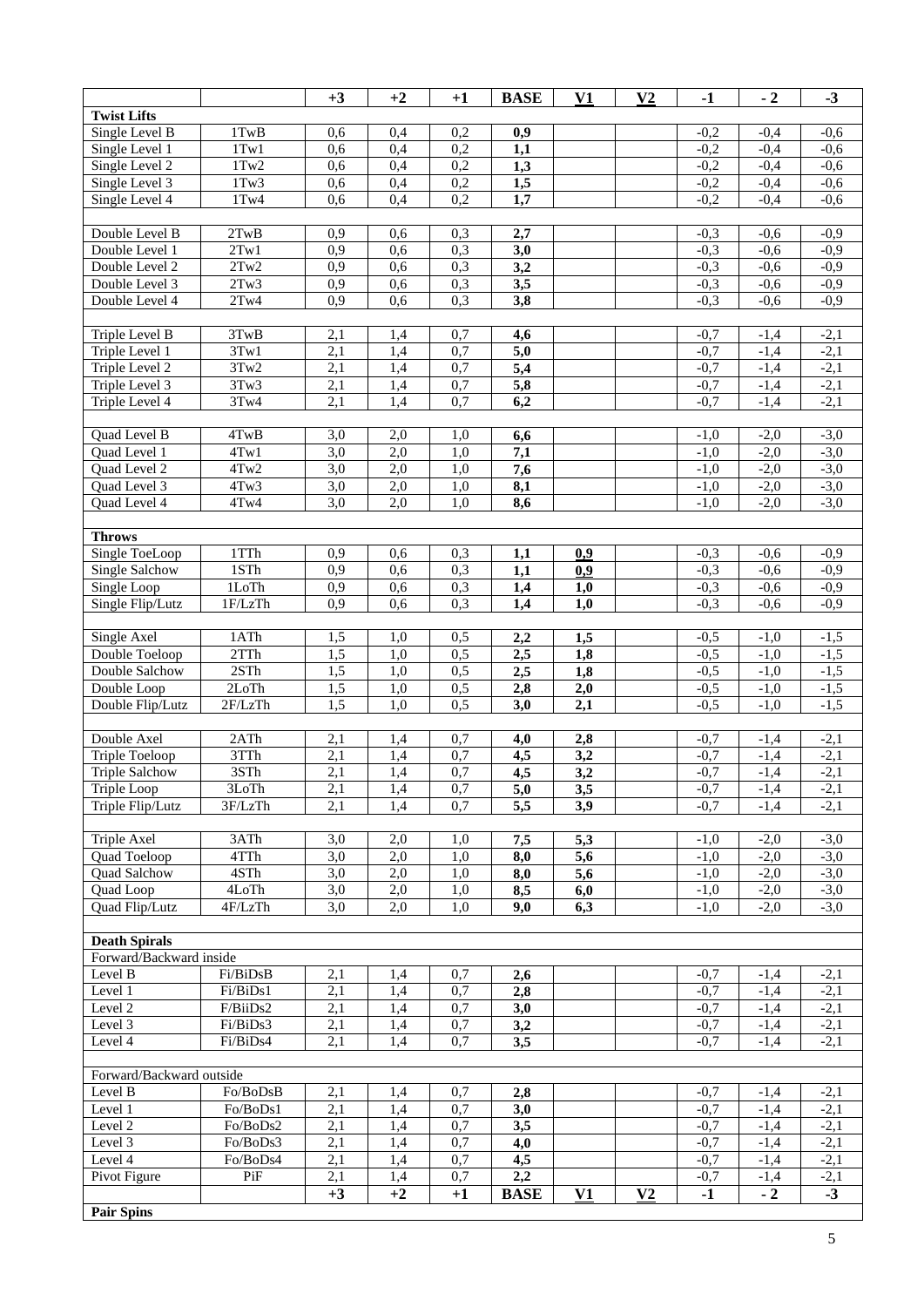| | | +3 | +2 | +1 | BASE | V1 | V2 | -1 | - 2 | -3 |
|---|---|---|---|---|---|---|---|---|---|---|
| **Twist Lifts** | | | | | | | | | | |
| Single Level B | 1TwB | 0,6 | 0,4 | 0,2 | **0,9** | | | -0,2 | -0,4 | -0,6 |
| Single Level 1 | 1Tw1 | 0,6 | 0,4 | 0,2 | **1,1** | | | -0,2 | -0,4 | -0,6 |
| Single Level 2 | 1Tw2 | 0,6 | 0,4 | 0,2 | **1,3** | | | -0,2 | -0,4 | -0,6 |
| Single Level 3 | 1Tw3 | 0,6 | 0,4 | 0,2 | **1,5** | | | -0,2 | -0,4 | -0,6 |
| Single Level 4 | 1Tw4 | 0,6 | 0,4 | 0,2 | **1,7** | | | -0,2 | -0,4 | -0,6 |
| | | | | | | | | | | |
| Double Level B | 2TwB | 0,9 | 0,6 | 0,3 | **2,7** | | | -0,3 | -0,6 | -0,9 |
| Double Level 1 | 2Tw1 | 0,9 | 0,6 | 0,3 | **3,0** | | | -0,3 | -0,6 | -0,9 |
| Double Level 2 | 2Tw2 | 0,9 | 0,6 | 0,3 | **3,2** | | | -0,3 | -0,6 | -0,9 |
| Double Level 3 | 2Tw3 | 0,9 | 0,6 | 0,3 | **3,5** | | | -0,3 | -0,6 | -0,9 |
| Double Level 4 | 2Tw4 | 0,9 | 0,6 | 0,3 | **3,8** | | | -0,3 | -0,6 | -0,9 |
| | | | | | | | | | | |
| Triple Level B | 3TwB | 2,1 | 1,4 | 0,7 | **4,6** | | | -0,7 | -1,4 | -2,1 |
| Triple Level 1 | 3Tw1 | 2,1 | 1,4 | 0,7 | **5,0** | | | -0,7 | -1,4 | -2,1 |
| Triple Level 2 | 3Tw2 | 2,1 | 1,4 | 0,7 | **5,4** | | | -0,7 | -1,4 | -2,1 |
| Triple Level 3 | 3Tw3 | 2,1 | 1,4 | 0,7 | **5,8** | | | -0,7 | -1,4 | -2,1 |
| Triple Level 4 | 3Tw4 | 2,1 | 1,4 | 0,7 | **6,2** | | | -0,7 | -1,4 | -2,1 |
| | | | | | | | | | | |
| Quad Level B | 4TwB | 3,0 | 2,0 | 1,0 | **6,6** | | | -1,0 | -2,0 | -3,0 |
| Quad Level 1 | 4Tw1 | 3,0 | 2,0 | 1,0 | **7,1** | | | -1,0 | -2,0 | -3,0 |
| Quad Level 2 | 4Tw2 | 3,0 | 2,0 | 1,0 | **7,6** | | | -1,0 | -2,0 | -3,0 |
| Quad Level 3 | 4Tw3 | 3,0 | 2,0 | 1,0 | **8,1** | | | -1,0 | -2,0 | -3,0 |
| Quad Level 4 | 4Tw4 | 3,0 | 2,0 | 1,0 | **8,6** | | | -1,0 | -2,0 | -3,0 |
| | | | | | | | | | | |
| **Throws** | | | | | | | | | | |
| Single ToeLoop | 1TTh | 0,9 | 0,6 | 0,3 | **1,1** | **0,9** | | -0,3 | -0,6 | -0,9 |
| Single Salchow | 1STh | 0,9 | 0,6 | 0,3 | **1,1** | **0,9** | | -0,3 | -0,6 | -0,9 |
| Single Loop | 1LoTh | 0,9 | 0,6 | 0,3 | **1,4** | **1,0** | | -0,3 | -0,6 | -0,9 |
| Single Flip/Lutz | 1F/LzTh | 0,9 | 0,6 | 0,3 | **1,4** | **1,0** | | -0,3 | -0,6 | -0,9 |
| | | | | | | | | | | |
| Single Axel | 1ATh | 1,5 | 1,0 | 0,5 | **2,2** | **1,5** | | -0,5 | -1,0 | -1,5 |
| Double Toeloop | 2TTh | 1,5 | 1,0 | 0,5 | **2,5** | **1,8** | | -0,5 | -1,0 | -1,5 |
| Double Salchow | 2STh | 1,5 | 1,0 | 0,5 | **2,5** | **1,8** | | -0,5 | -1,0 | -1,5 |
| Double Loop | 2LoTh | 1,5 | 1,0 | 0,5 | **2,8** | **2,0** | | -0,5 | -1,0 | -1,5 |
| Double Flip/Lutz | 2F/LzTh | 1,5 | 1,0 | 0,5 | **3,0** | **2,1** | | -0,5 | -1,0 | -1,5 |
| | | | | | | | | | | |
| Double Axel | 2ATh | 2,1 | 1,4 | 0,7 | **4,0** | **2,8** | | -0,7 | -1,4 | -2,1 |
| Triple Toeloop | 3TTh | 2,1 | 1,4 | 0,7 | **4,5** | **3,2** | | -0,7 | -1,4 | -2,1 |
| Triple Salchow | 3STh | 2,1 | 1,4 | 0,7 | **4,5** | **3,2** | | -0,7 | -1,4 | -2,1 |
| Triple Loop | 3LoTh | 2,1 | 1,4 | 0,7 | **5,0** | **3,5** | | -0,7 | -1,4 | -2,1 |
| Triple Flip/Lutz | 3F/LzTh | 2,1 | 1,4 | 0,7 | **5,5** | **3,9** | | -0,7 | -1,4 | -2,1 |
| | | | | | | | | | | |
| Triple Axel | 3ATh | 3,0 | 2,0 | 1,0 | **7,5** | **5,3** | | -1,0 | -2,0 | -3,0 |
| Quad Toeloop | 4TTh | 3,0 | 2,0 | 1,0 | **8,0** | **5,6** | | -1,0 | -2,0 | -3,0 |
| Quad Salchow | 4STh | 3,0 | 2,0 | 1,0 | **8,0** | **5,6** | | -1,0 | -2,0 | -3,0 |
| Quad Loop | 4LoTh | 3,0 | 2,0 | 1,0 | **8,5** | **6,0** | | -1,0 | -2,0 | -3,0 |
| Quad Flip/Lutz | 4F/LzTh | 3,0 | 2,0 | 1,0 | **9,0** | **6,3** | | -1,0 | -2,0 | -3,0 |
| | | | | | | | | | | |
| **Death Spirals** | | | | | | | | | | |
| Forward/Backward inside | | | | | | | | | | |
| Level B | Fi/BiDsB | 2,1 | 1,4 | 0,7 | **2,6** | | | -0,7 | -1,4 | -2,1 |
| Level 1 | Fi/BiDs1 | 2,1 | 1,4 | 0,7 | **2,8** | | | -0,7 | -1,4 | -2,1 |
| Level 2 | F/BiiDs2 | 2,1 | 1,4 | 0,7 | **3,0** | | | -0,7 | -1,4 | -2,1 |
| Level 3 | Fi/BiDs3 | 2,1 | 1,4 | 0,7 | **3,2** | | | -0,7 | -1,4 | -2,1 |
| Level 4 | Fi/BiDs4 | 2,1 | 1,4 | 0,7 | **3,5** | | | -0,7 | -1,4 | -2,1 |
| | | | | | | | | | | |
| Forward/Backward outside | | | | | | | | | | |
| Level B | Fo/BoDsB | 2,1 | 1,4 | 0,7 | **2,8** | | | -0,7 | -1,4 | -2,1 |
| Level 1 | Fo/BoDs1 | 2,1 | 1,4 | 0,7 | **3,0** | | | -0,7 | -1,4 | -2,1 |
| Level 2 | Fo/BoDs2 | 2,1 | 1,4 | 0,7 | **3,5** | | | -0,7 | -1,4 | -2,1 |
| Level 3 | Fo/BoDs3 | 2,1 | 1,4 | 0,7 | **4,0** | | | -0,7 | -1,4 | -2,1 |
| Level 4 | Fo/BoDs4 | 2,1 | 1,4 | 0,7 | **4,5** | | | -0,7 | -1,4 | -2,1 |
| Pivot Figure | PiF | 2,1 | 1,4 | 0,7 | **2,2** | | | -0,7 | -1,4 | -2,1 |
| | | **+3** | **+2** | **+1** | **BASE** | **V1** | **V2** | **-1** | **- 2** | **-3** |
| **Pair Spins** | | | | | | | | | | |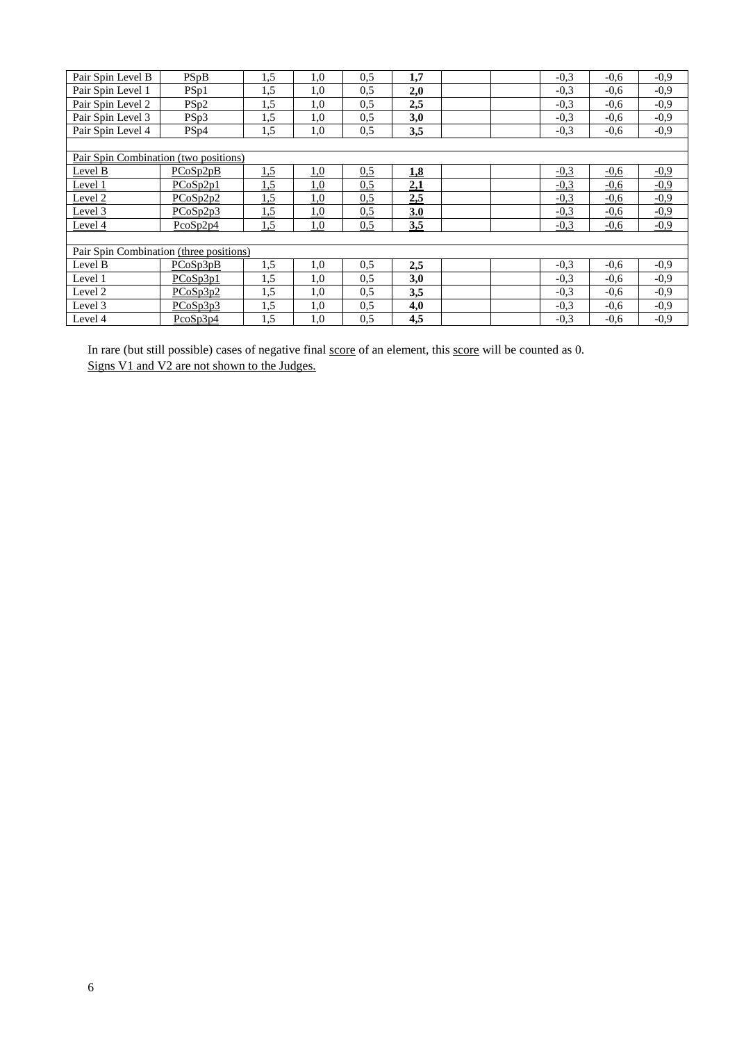| Pair Spin Level B | PSpB | 1,5 | 1,0 | 0,5 | **1,7** | | | -0,3 | -0,6 | -0,9 |
|---|---|---|---|---|---|---|---|---|---|---|
| Pair Spin Level 1 | PSp1 | 1,5 | 1,0 | 0,5 | **2,0** | | | -0,3 | -0,6 | -0,9 |
| Pair Spin Level 2 | PSp2 | 1,5 | 1,0 | 0,5 | **2,5** | | | -0,3 | -0,6 | -0,9 |
| Pair Spin Level 3 | PSp3 | 1,5 | 1,0 | 0,5 | **3,0** | | | -0,3 | -0,6 | -0,9 |
| Pair Spin Level 4 | PSp4 | 1,5 | 1,0 | 0,5 | **3,5** | | | -0,3 | -0,6 | -0,9 |
| | | | | | | | | | | |
| Pair Spin Combination (two positions) | | | | | | | | | | |
| Level B | PCoSp2pB | 1,5 | 1,0 | 0,5 | **1,8** | | | -0,3 | -0,6 | -0,9 |
| Level 1 | PCoSp2p1 | 1,5 | 1,0 | 0,5 | **2,1** | | | -0,3 | -0,6 | -0,9 |
| Level 2 | PCoSp2p2 | 1,5 | 1,0 | 0,5 | **2,5** | | | -0,3 | -0,6 | -0,9 |
| Level 3 | PCoSp2p3 | 1,5 | 1,0 | 0,5 | **3.0** | | | -0,3 | -0,6 | -0,9 |
| Level 4 | PcoSp2p4 | 1,5 | 1,0 | 0,5 | **3,5** | | | -0,3 | -0,6 | -0,9 |
| | | | | | | | | | | |
| Pair Spin Combination (three positions) | | | | | | | | | | |
| Level B | PCoSp3pB | 1,5 | 1,0 | 0,5 | **2,5** | | | -0,3 | -0,6 | -0,9 |
| Level 1 | PCoSp3p1 | 1,5 | 1,0 | 0,5 | **3,0** | | | -0,3 | -0,6 | -0,9 |
| Level 2 | PCoSp3p2 | 1,5 | 1,0 | 0,5 | **3,5** | | | -0,3 | -0,6 | -0,9 |
| Level 3 | PCoSp3p3 | 1,5 | 1,0 | 0,5 | **4,0** | | | -0,3 | -0,6 | -0,9 |
| Level 4 | PcoSp3p4 | 1,5 | 1,0 | 0,5 | **4,5** | | | -0,3 | -0,6 | -0,9 |

In rare (but still possible) cases of negative final score of an element, this score will be counted as 0.
Signs V1 and V2 are not shown to the Judges.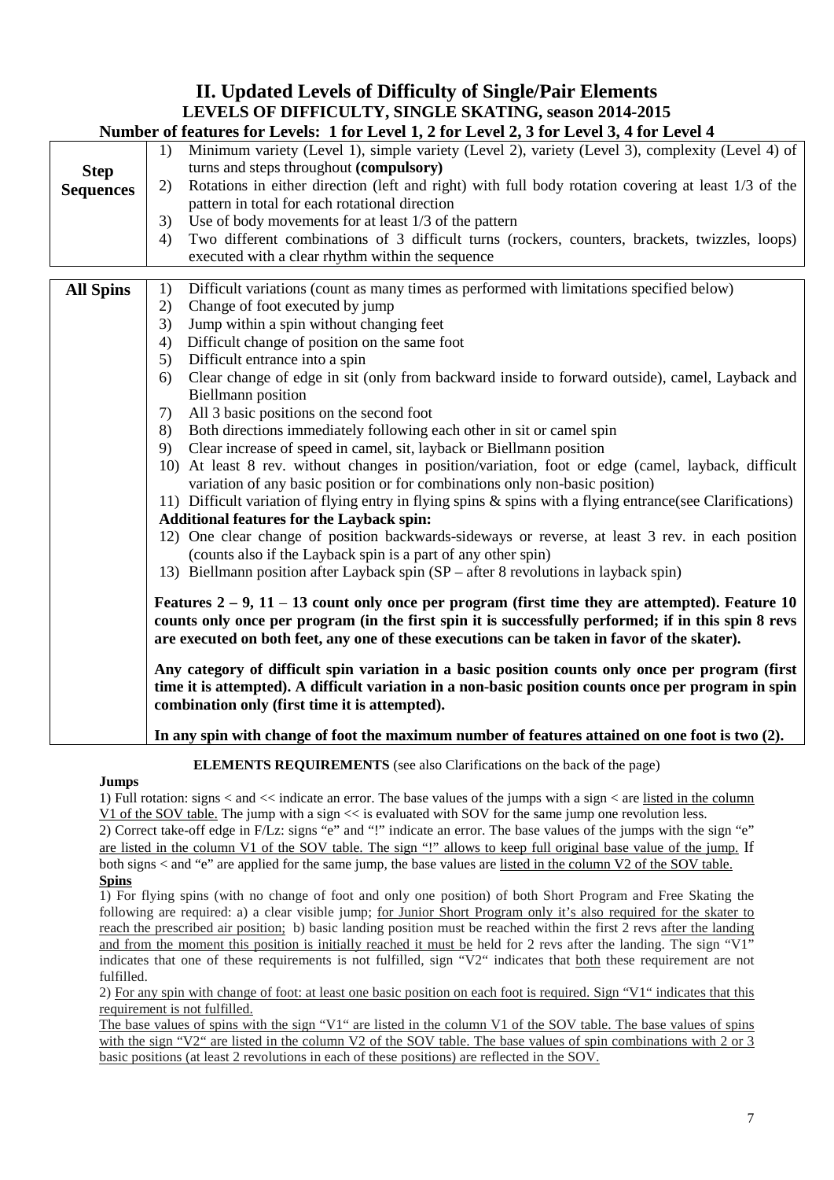# II. Updated Levels of Difficulty of Single/Pair Elements

## LEVELS OF DIFFICULTY, SINGLE SKATING, season 2014-2015

### Number of features for Levels: 1 for Level 1, 2 for Level 2, 3 for Level 3, 4 for Level 4

| | |
|---|---|
| **Step Sequences** | 1) Minimum variety (Level 1), simple variety (Level 2), variety (Level 3), complexity (Level 4) of turns and steps throughout **(compulsory)**<br>2) Rotations in either direction (left and right) with full body rotation covering at least 1/3 of the pattern in total for each rotational direction<br>3) Use of body movements for at least 1/3 of the pattern<br>4) Two different combinations of 3 difficult turns (rockers, counters, brackets, twizzles, loops) executed with a clear rhythm within the sequence |
| **All Spins** | 1) Difficult variations (count as many times as performed with limitations specified below)<br>2) Change of foot executed by jump<br>3) Jump within a spin without changing feet<br>4) Difficult change of position on the same foot<br>5) Difficult entrance into a spin<br>6) Clear change of edge in sit (only from backward inside to forward outside), camel, Layback and Biellmann position<br>7) All 3 basic positions on the second foot<br>8) Both directions immediately following each other in sit or camel spin<br>9) Clear increase of speed in camel, sit, layback or Biellmann position<br>10) At least 8 rev. without changes in position/variation, foot or edge (camel, layback, difficult variation of any basic position or for combinations only non-basic position)<br>11) Difficult variation of flying entry in flying spins & spins with a flying entrance(see Clarifications)<br>**Additional features for the Layback spin:**<br>12) One clear change of position backwards-sideways or reverse, at least 3 rev. in each position (counts also if the Layback spin is a part of any other spin)<br>13) Biellmann position after Layback spin (SP – after 8 revolutions in layback spin)<br><br>**Features 2 – 9, 11 – 13 count only once per program (first time they are attempted). Feature 10 counts only once per program (in the first spin it is successfully performed; if in this spin 8 revs are executed on both feet, any one of these executions can be taken in favor of the skater).**<br><br>**Any category of difficult spin variation in a basic position counts only once per program (first time it is attempted). A difficult variation in a non-basic position counts once per program in spin combination only (first time it is attempted).**<br><br>**In any spin with change of foot the maximum number of features attained on one foot is two (2).** |

**ELEMENTS REQUIREMENTS** (see also Clarifications on the back of the page)

**Jumps**

1) Full rotation: signs < and << indicate an error. The base values of the jumps with a sign < are listed in the column V1 of the SOV table. The jump with a sign << is evaluated with SOV for the same jump one revolution less.
2) Correct take-off edge in F/Lz: signs "e" and "!" indicate an error. The base values of the jumps with the sign "e" are listed in the column V1 of the SOV table. The sign "!" allows to keep full original base value of the jump. If both signs < and "e" are applied for the same jump, the base values are listed in the column V2 of the SOV table.

**Spins**

1) For flying spins (with no change of foot and only one position) of both Short Program and Free Skating the following are required: a) a clear visible jump; for Junior Short Program only it's also required for the skater to reach the prescribed air position; b) basic landing position must be reached within the first 2 revs after the landing and from the moment this position is initially reached it must be held for 2 revs after the landing. The sign "V1" indicates that one of these requirements is not fulfilled, sign "V2" indicates that both these requirement are not fulfilled.
2) For any spin with change of foot: at least one basic position on each foot is required. Sign "V1" indicates that this requirement is not fulfilled.
The base values of spins with the sign "V1" are listed in the column V1 of the SOV table. The base values of spins with the sign "V2" are listed in the column V2 of the SOV table. The base values of spin combinations with 2 or 3 basic positions (at least 2 revolutions in each of these positions) are reflected in the SOV.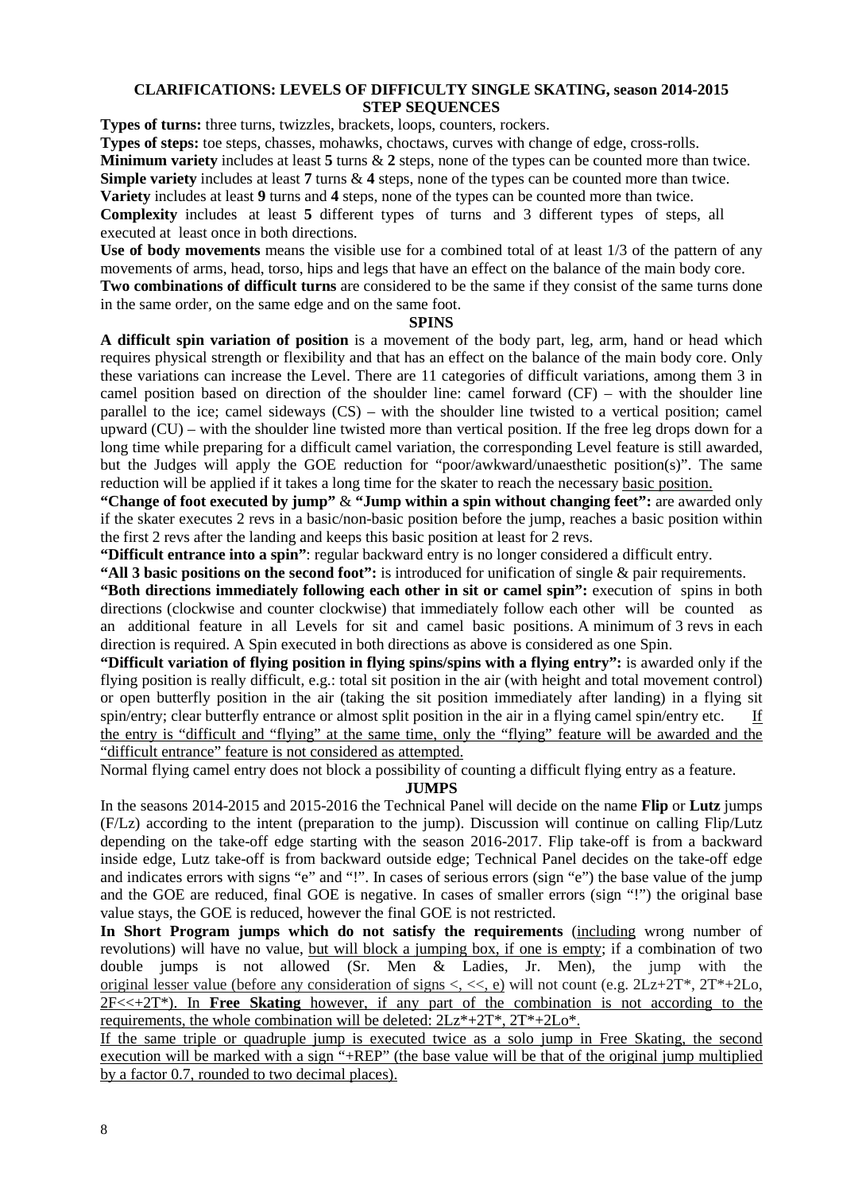## CLARIFICATIONS: LEVELS OF DIFFICULTY SINGLE SKATING, season 2014-2015

### STEP SEQUENCES

**Types of turns:** three turns, twizzles, brackets, loops, counters, rockers.

**Types of steps:** toe steps, chasses, mohawks, choctaws, curves with change of edge, cross-rolls.

**Minimum variety** includes at least **5** turns & **2** steps, none of the types can be counted more than twice.

**Simple variety** includes at least **7** turns & **4** steps, none of the types can be counted more than twice.

**Variety** includes at least **9** turns and **4** steps, none of the types can be counted more than twice.

**Complexity** includes at least **5** different types of turns and 3 different types of steps, all executed at least once in both directions.

**Use of body movements** means the visible use for a combined total of at least 1/3 of the pattern of any movements of arms, head, torso, hips and legs that have an effect on the balance of the main body core.

**Two combinations of difficult turns** are considered to be the same if they consist of the same turns done in the same order, on the same edge and on the same foot.

### SPINS

**A difficult spin variation of position** is a movement of the body part, leg, arm, hand or head which requires physical strength or flexibility and that has an effect on the balance of the main body core. Only these variations can increase the Level. There are 11 categories of difficult variations, among them 3 in camel position based on direction of the shoulder line: camel forward (CF) – with the shoulder line parallel to the ice; camel sideways (CS) – with the shoulder line twisted to a vertical position; camel upward (CU) – with the shoulder line twisted more than vertical position. If the free leg drops down for a long time while preparing for a difficult camel variation, the corresponding Level feature is still awarded, but the Judges will apply the GOE reduction for "poor/awkward/unaesthetic position(s)". The same reduction will be applied if it takes a long time for the skater to reach the necessary <u>basic position.</u>

**"Change of foot executed by jump"** & **"Jump within a spin without changing feet":** are awarded only if the skater executes 2 revs in a basic/non-basic position before the jump, reaches a basic position within the first 2 revs after the landing and keeps this basic position at least for 2 revs.

**"Difficult entrance into a spin"**: regular backward entry is no longer considered a difficult entry.

**"All 3 basic positions on the second foot":** is introduced for unification of single & pair requirements.

**"Both directions immediately following each other in sit or camel spin":** execution of spins in both directions (clockwise and counter clockwise) that immediately follow each other will be counted as an additional feature in all Levels for sit and camel basic positions. A minimum of 3 revs in each direction is required. A Spin executed in both directions as above is considered as one Spin.

**"Difficult variation of flying position in flying spins/spins with a flying entry":** is awarded only if the flying position is really difficult, e.g.: total sit position in the air (with height and total movement control) or open butterfly position in the air (taking the sit position immediately after landing) in a flying sit spin/entry; clear butterfly entrance or almost split position in the air in a flying camel spin/entry etc. <u>If the entry is "difficult and "flying" at the same time, only the "flying" feature will be awarded and the "difficult entrance" feature is not considered as attempted.</u>

Normal flying camel entry does not block a possibility of counting a difficult flying entry as a feature.

### JUMPS

In the seasons 2014-2015 and 2015-2016 the Technical Panel will decide on the name **Flip** or **Lutz** jumps (F/Lz) according to the intent (preparation to the jump). Discussion will continue on calling Flip/Lutz depending on the take-off edge starting with the season 2016-2017. Flip take-off is from a backward inside edge, Lutz take-off is from backward outside edge; Technical Panel decides on the take-off edge and indicates errors with signs "e" and "!". In cases of serious errors (sign "e") the base value of the jump and the GOE are reduced, final GOE is negative. In cases of smaller errors (sign "!") the original base value stays, the GOE is reduced, however the final GOE is not restricted.

**In Short Program jumps which do not satisfy the requirements** (<u>including</u> wrong number of revolutions) will have no value, <u>but will block a jumping box, if one is empty</u>; if a combination of two double jumps is not allowed (Sr. Men & Ladies, Jr. Men), the jump with the <u>original lesser value (before any consideration of signs <, <<, e)</u> will not count (e.g. 2Lz+2T*, 2T*+2Lo, <u>2F<<+2T*). In **Free Skating** however, if any part of the combination is not according to the requirements, the whole combination will be deleted: 2Lz*+2T*, 2T*+2Lo*.</u>

<u>If the same triple or quadruple jump is executed twice as a solo jump in Free Skating, the second execution will be marked with a sign "+REP" (the base value will be that of the original jump multiplied by a factor 0.7, rounded to two decimal places).</u>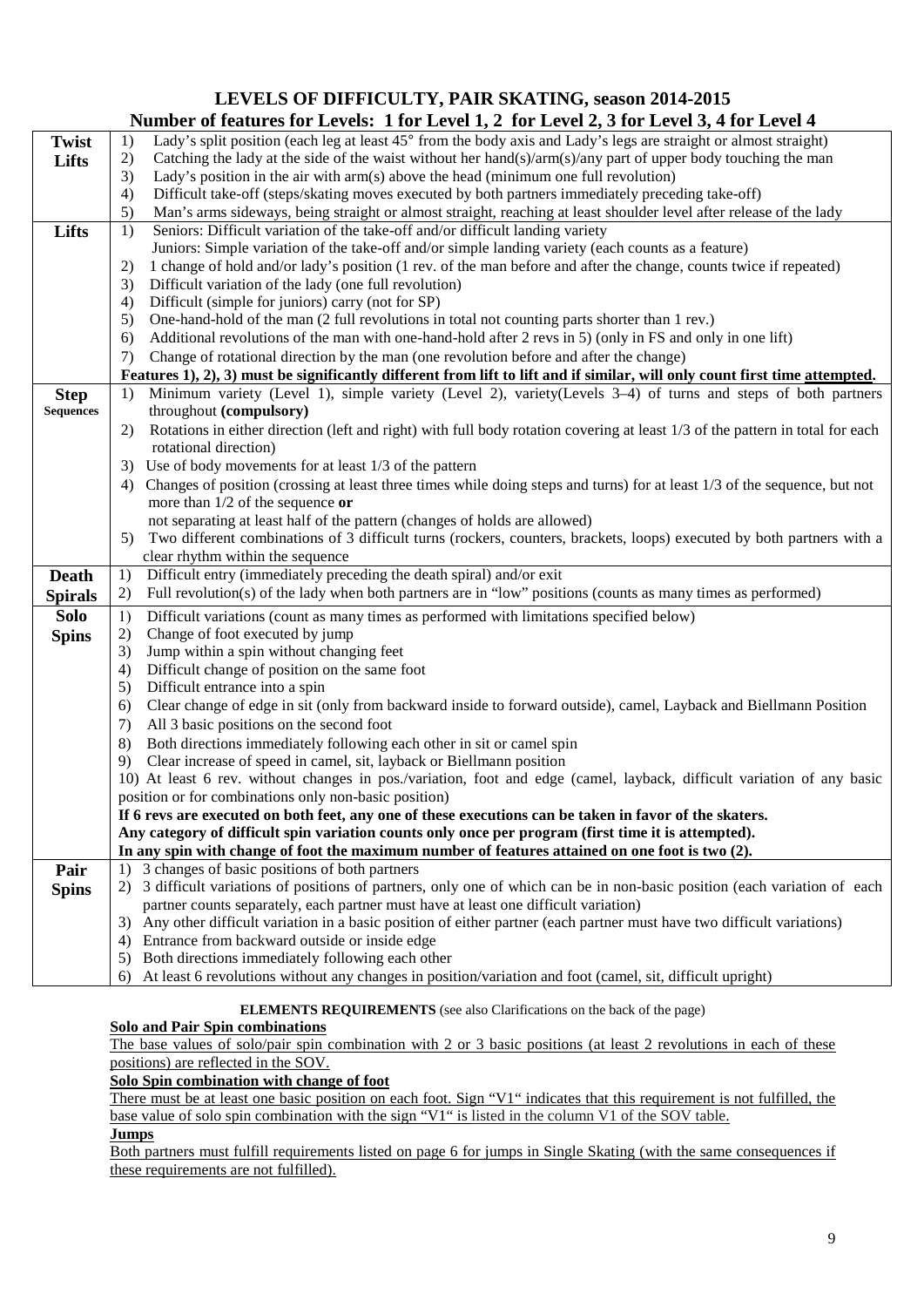# LEVELS OF DIFFICULTY, PAIR SKATING, season 2014-2015

## Number of features for Levels: 1 for Level 1, 2 for Level 2, 3 for Level 3, 4 for Level 4

| | |
|---|---|
| **Twist Lifts** | 1) Lady's split position (each leg at least 45° from the body axis and Lady's legs are straight or almost straight)<br>2) Catching the lady at the side of the waist without her hand(s)/arm(s)/any part of upper body touching the man<br>3) Lady's position in the air with arm(s) above the head (minimum one full revolution)<br>4) Difficult take-off (steps/skating moves executed by both partners immediately preceding take-off)<br>5) Man's arms sideways, being straight or almost straight, reaching at least shoulder level after release of the lady |
| **Lifts** | 1) Seniors: Difficult variation of the take-off and/or difficult landing variety<br>Juniors: Simple variation of the take-off and/or simple landing variety (each counts as a feature)<br>2) 1 change of hold and/or lady's position (1 rev. of the man before and after the change, counts twice if repeated)<br>3) Difficult variation of the lady (one full revolution)<br>4) Difficult (simple for juniors) carry (not for SP)<br>5) One-hand-hold of the man (2 full revolutions in total not counting parts shorter than 1 rev.)<br>6) Additional revolutions of the man with one-hand-hold after 2 revs in 5) (only in FS and only in one lift)<br>7) Change of rotational direction by the man (one revolution before and after the change)<br>**Features 1), 2), 3) must be significantly different from lift to lift and if similar, will only count first time attempted.** |
| **Step Sequences** | 1) Minimum variety (Level 1), simple variety (Level 2), variety(Levels 3–4) of turns and steps of both partners throughout **(compulsory)**<br>2) Rotations in either direction (left and right) with full body rotation covering at least 1/3 of the pattern in total for each rotational direction)<br>3) Use of body movements for at least 1/3 of the pattern<br>4) Changes of position (crossing at least three times while doing steps and turns) for at least 1/3 of the sequence, but not more than 1/2 of the sequence **or**<br>not separating at least half of the pattern (changes of holds are allowed)<br>5) Two different combinations of 3 difficult turns (rockers, counters, brackets, loops) executed by both partners with a clear rhythm within the sequence |
| **Death Spirals** | 1) Difficult entry (immediately preceding the death spiral) and/or exit<br>2) Full revolution(s) of the lady when both partners are in "low" positions (counts as many times as performed) |
| **Solo Spins** | 1) Difficult variations (count as many times as performed with limitations specified below)<br>2) Change of foot executed by jump<br>3) Jump within a spin without changing feet<br>4) Difficult change of position on the same foot<br>5) Difficult entrance into a spin<br>6) Clear change of edge in sit (only from backward inside to forward outside), camel, Layback and Biellmann Position<br>7) All 3 basic positions on the second foot<br>8) Both directions immediately following each other in sit or camel spin<br>9) Clear increase of speed in camel, sit, layback or Biellmann position<br>10) At least 6 rev. without changes in pos./variation, foot and edge (camel, layback, difficult variation of any basic position or for combinations only non-basic position)<br>**If 6 revs are executed on both feet, any one of these executions can be taken in favor of the skaters.**<br>**Any category of difficult spin variation counts only once per program (first time it is attempted).**<br>**In any spin with change of foot the maximum number of features attained on one foot is two (2).** |
| **Pair Spins** | 1) 3 changes of basic positions of both partners<br>2) 3 difficult variations of positions of partners, only one of which can be in non-basic position (each variation of each partner counts separately, each partner must have at least one difficult variation)<br>3) Any other difficult variation in a basic position of either partner (each partner must have two difficult variations)<br>4) Entrance from backward outside or inside edge<br>5) Both directions immediately following each other<br>6) At least 6 revolutions without any changes in position/variation and foot (camel, sit, difficult upright) |

**ELEMENTS REQUIREMENTS** (see also Clarifications on the back of the page)

**Solo and Pair Spin combinations**

The base values of solo/pair spin combination with 2 or 3 basic positions (at least 2 revolutions in each of these positions) are reflected in the SOV.

**Solo Spin combination with change of foot**

There must be at least one basic position on each foot. Sign "V1" indicates that this requirement is not fulfilled, the base value of solo spin combination with the sign "V1" is listed in the column V1 of the SOV table.

**Jumps**

Both partners must fulfill requirements listed on page 6 for jumps in Single Skating (with the same consequences if these requirements are not fulfilled).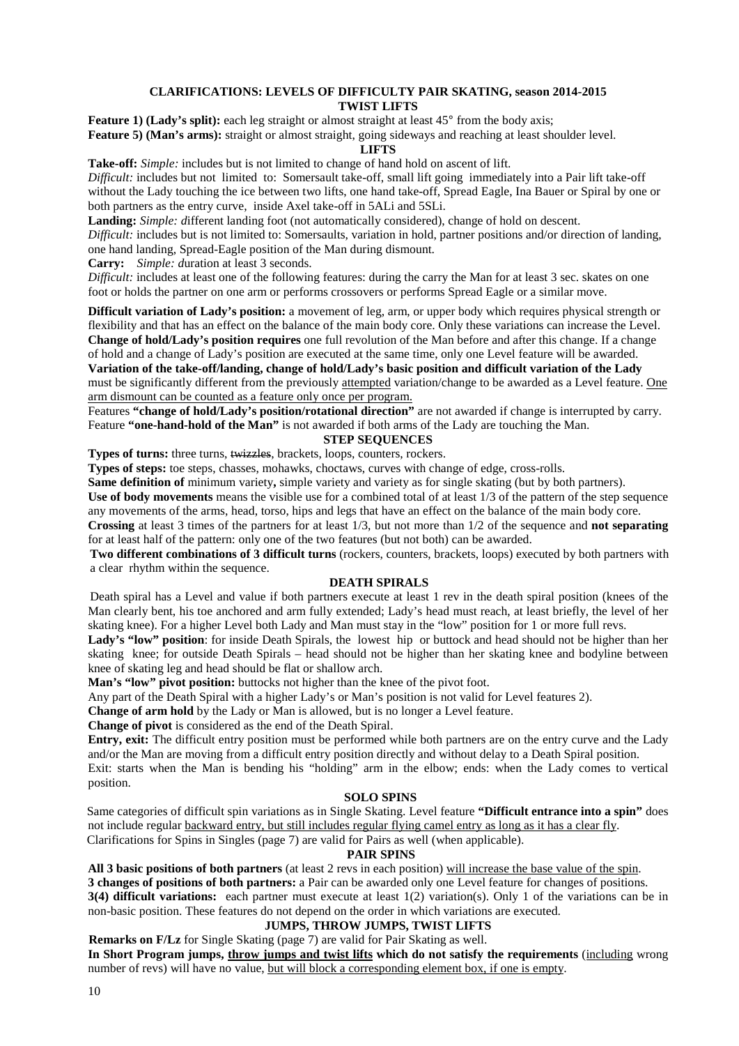## CLARIFICATIONS: LEVELS OF DIFFICULTY PAIR SKATING, season 2014-2015

### TWIST LIFTS

**Feature 1) (Lady's split):** each leg straight or almost straight at least 45° from the body axis;
**Feature 5) (Man's arms):** straight or almost straight, going sideways and reaching at least shoulder level.

### LIFTS

**Take-off:** *Simple:* includes but is not limited to change of hand hold on ascent of lift.
*Difficult:* includes but not limited to: Somersault take-off, small lift going immediately into a Pair lift take-off without the Lady touching the ice between two lifts, one hand take-off, Spread Eagle, Ina Bauer or Spiral by one or both partners as the entry curve, inside Axel take-off in 5ALi and 5SLi.

**Landing:** *Simple: d*ifferent landing foot (not automatically considered), change of hold on descent.
*Difficult:* includes but is not limited to: Somersaults, variation in hold, partner positions and/or direction of landing, one hand landing, Spread-Eagle position of the Man during dismount.

**Carry:** *Simple: d*uration at least 3 seconds.
*Difficult:* includes at least one of the following features: during the carry the Man for at least 3 sec. skates on one foot or holds the partner on one arm or performs crossovers or performs Spread Eagle or a similar move.

**Difficult variation of Lady's position:** a movement of leg, arm, or upper body which requires physical strength or flexibility and that has an effect on the balance of the main body core. Only these variations can increase the Level.
**Change of hold/Lady's position requires** one full revolution of the Man before and after this change. If a change of hold and a change of Lady's position are executed at the same time, only one Level feature will be awarded.
**Variation of the take-off/landing, change of hold/Lady's basic position and difficult variation of the Lady** must be significantly different from the previously attempted variation/change to be awarded as a Level feature. One arm dismount can be counted as a feature only once per program.

Features **"change of hold/Lady's position/rotational direction"** are not awarded if change is interrupted by carry.
Feature **"one-hand-hold of the Man"** is not awarded if both arms of the Lady are touching the Man.

### STEP SEQUENCES

**Types of turns:** three turns, ~~twizzles~~, brackets, loops, counters, rockers.
**Types of steps:** toe steps, chasses, mohawks, choctaws, curves with change of edge, cross-rolls.
**Same definition of** minimum variety**,** simple variety and variety as for single skating (but by both partners).
**Use of body movements** means the visible use for a combined total of at least 1/3 of the pattern of the step sequence any movements of the arms, head, torso, hips and legs that have an effect on the balance of the main body core.
**Crossing** at least 3 times of the partners for at least 1/3, but not more than 1/2 of the sequence and **not separating** for at least half of the pattern: only one of the two features (but not both) can be awarded.
**Two different combinations of 3 difficult turns** (rockers, counters, brackets, loops) executed by both partners with a clear rhythm within the sequence.

### DEATH SPIRALS

Death spiral has a Level and value if both partners execute at least 1 rev in the death spiral position (knees of the Man clearly bent, his toe anchored and arm fully extended; Lady's head must reach, at least briefly, the level of her skating knee). For a higher Level both Lady and Man must stay in the "low" position for 1 or more full revs.
**Lady's "low" position**: for inside Death Spirals, the lowest hip or buttock and head should not be higher than her skating knee; for outside Death Spirals – head should not be higher than her skating knee and bodyline between knee of skating leg and head should be flat or shallow arch.
**Man's "low" pivot position:** buttocks not higher than the knee of the pivot foot.
Any part of the Death Spiral with a higher Lady's or Man's position is not valid for Level features 2).
**Change of arm hold** by the Lady or Man is allowed, but is no longer a Level feature.
**Change of pivot** is considered as the end of the Death Spiral.
**Entry, exit:** The difficult entry position must be performed while both partners are on the entry curve and the Lady and/or the Man are moving from a difficult entry position directly and without delay to a Death Spiral position.
Exit: starts when the Man is bending his "holding" arm in the elbow; ends: when the Lady comes to vertical position.

### SOLO SPINS

Same categories of difficult spin variations as in Single Skating. Level feature **"Difficult entrance into a spin"** does not include regular backward entry, but still includes regular flying camel entry as long as it has a clear fly.
Clarifications for Spins in Singles (page 7) are valid for Pairs as well (when applicable).

### PAIR SPINS

**All 3 basic positions of both partners** (at least 2 revs in each position) will increase the base value of the spin.
**3 changes of positions of both partners:** a Pair can be awarded only one Level feature for changes of positions.
**3(4) difficult variations:** each partner must execute at least 1(2) variation(s). Only 1 of the variations can be in non-basic position. These features do not depend on the order in which variations are executed.

### JUMPS, THROW JUMPS, TWIST LIFTS

**Remarks on F/Lz** for Single Skating (page 7) are valid for Pair Skating as well.
**In Short Program jumps, throw jumps and twist lifts which do not satisfy the requirements** (including wrong number of revs) will have no value, but will block a corresponding element box, if one is empty.